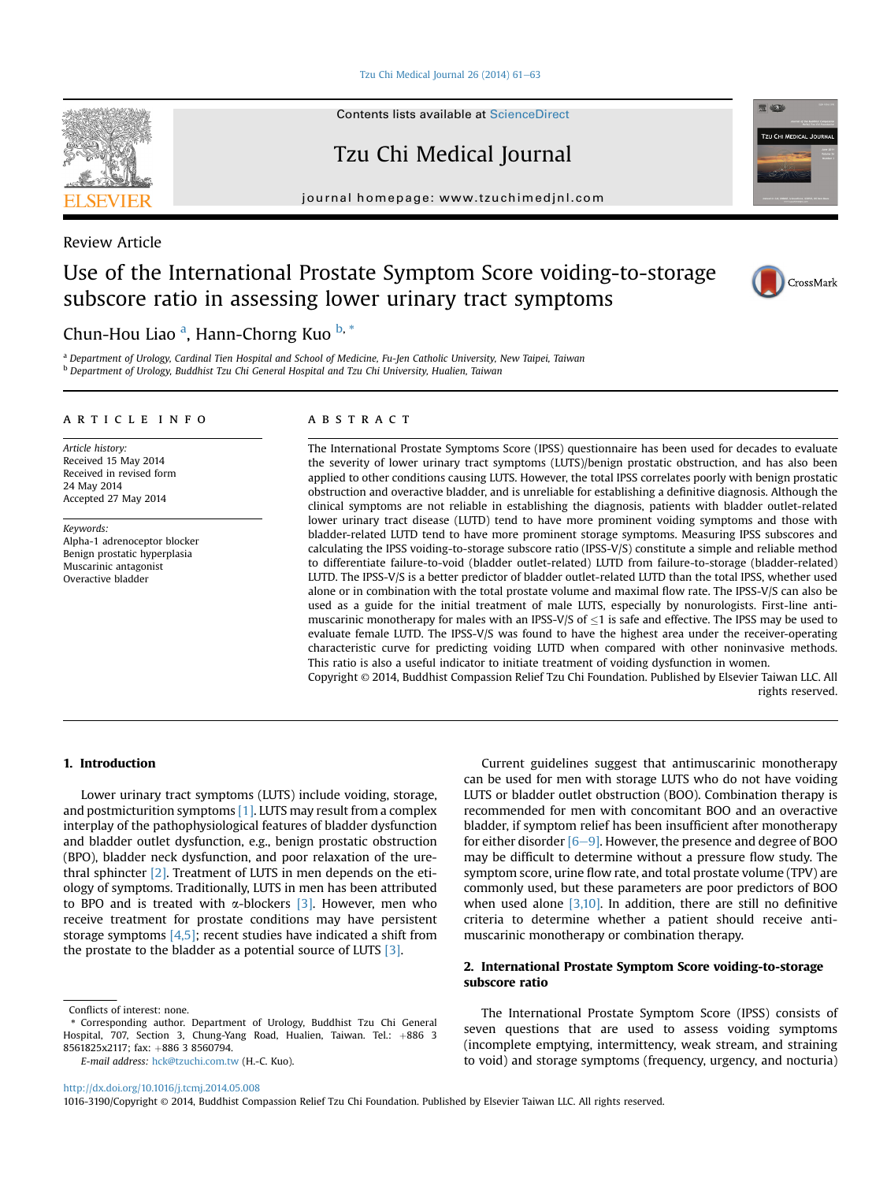Review Article

# Use of the International Prostate Symptom Score voiding-to-storage subscore ratio in assessing lower urinary tract symptoms

Chun-Hou Liao [a], Hann-Chorng Kuo [b,*]

[a] Department of Urology, Cardinal Tien Hospital and School of Medicine, Fu-Jen Catholic University, New Taipei, Taiwan
[b] Department of Urology, Buddhist Tzu Chi General Hospital and Tzu Chi University, Hualien, Taiwan

## ARTICLE INFO

*Article history:*
Received 15 May 2014
Received in revised form
24 May 2014
Accepted 27 May 2014

*Keywords:*
Alpha-1 adrenoceptor blocker
Benign prostatic hyperplasia
Muscarinic antagonist
Overactive bladder

## ABSTRACT

The International Prostate Symptoms Score (IPSS) questionnaire has been used for decades to evaluate the severity of lower urinary tract symptoms (LUTS)/benign prostatic obstruction, and has also been applied to other conditions causing LUTS. However, the total IPSS correlates poorly with benign prostatic obstruction and overactive bladder, and is unreliable for establishing a definitive diagnosis. Although the clinical symptoms are not reliable in establishing the diagnosis, patients with bladder outlet-related lower urinary tract disease (LUTD) tend to have more prominent voiding symptoms and those with bladder-related LUTD tend to have more prominent storage symptoms. Measuring IPSS subscores and calculating the IPSS voiding-to-storage subscore ratio (IPSS-V/S) constitute a simple and reliable method to differentiate failure-to-void (bladder outlet-related) LUTD from failure-to-storage (bladder-related) LUTD. The IPSS-V/S is a better predictor of bladder outlet-related LUTD than the total IPSS, whether used alone or in combination with the total prostate volume and maximal flow rate. The IPSS-V/S can also be used as a guide for the initial treatment of male LUTS, especially by nonurologists. First-line antimuscarinic monotherapy for males with an IPSS-V/S of ≤1 is safe and effective. The IPSS may be used to evaluate female LUTD. The IPSS-V/S was found to have the highest area under the receiver-operating characteristic curve for predicting voiding LUTD when compared with other noninvasive methods. This ratio is also a useful indicator to initiate treatment of voiding dysfunction in women.

Copyright © 2014, Buddhist Compassion Relief Tzu Chi Foundation. Published by Elsevier Taiwan LLC. All rights reserved.

## 1. Introduction

Lower urinary tract symptoms (LUTS) include voiding, storage, and postmicturition symptoms [1]. LUTS may result from a complex interplay of the pathophysiological features of bladder dysfunction and bladder outlet dysfunction, e.g., benign prostatic obstruction (BPO), bladder neck dysfunction, and poor relaxation of the urethral sphincter [2]. Treatment of LUTS in men depends on the etiology of symptoms. Traditionally, LUTS in men has been attributed to BPO and is treated with α-blockers [3]. However, men who receive treatment for prostate conditions may have persistent storage symptoms [4,5]; recent studies have indicated a shift from the prostate to the bladder as a potential source of LUTS [3].

Current guidelines suggest that antimuscarinic monotherapy can be used for men with storage LUTS who do not have voiding LUTS or bladder outlet obstruction (BOO). Combination therapy is recommended for men with concomitant BOO and an overactive bladder, if symptom relief has been insufficient after monotherapy for either disorder [6–9]. However, the presence and degree of BOO may be difficult to determine without a pressure flow study. The symptom score, urine flow rate, and total prostate volume (TPV) are commonly used, but these parameters are poor predictors of BOO when used alone [3,10]. In addition, there are still no definitive criteria to determine whether a patient should receive antimuscarinic monotherapy or combination therapy.

## 2. International Prostate Symptom Score voiding-to-storage subscore ratio

The International Prostate Symptom Score (IPSS) consists of seven questions that are used to assess voiding symptoms (incomplete emptying, intermittency, weak stream, and straining to void) and storage symptoms (frequency, urgency, and nocturia)

Conflicts of interest: none.

* Corresponding author. Department of Urology, Buddhist Tzu Chi General Hospital, 707, Section 3, Chung-Yang Road, Hualien, Taiwan. Tel.: +886 3 8561825x2117; fax: +886 3 8560794.

*E-mail address:* hck@tzuchi.com.tw (H.-C. Kuo).

http://dx.doi.org/10.1016/j.tcmj.2014.05.008
1016-3190/Copyright © 2014, Buddhist Compassion Relief Tzu Chi Foundation. Published by Elsevier Taiwan LLC. All rights reserved.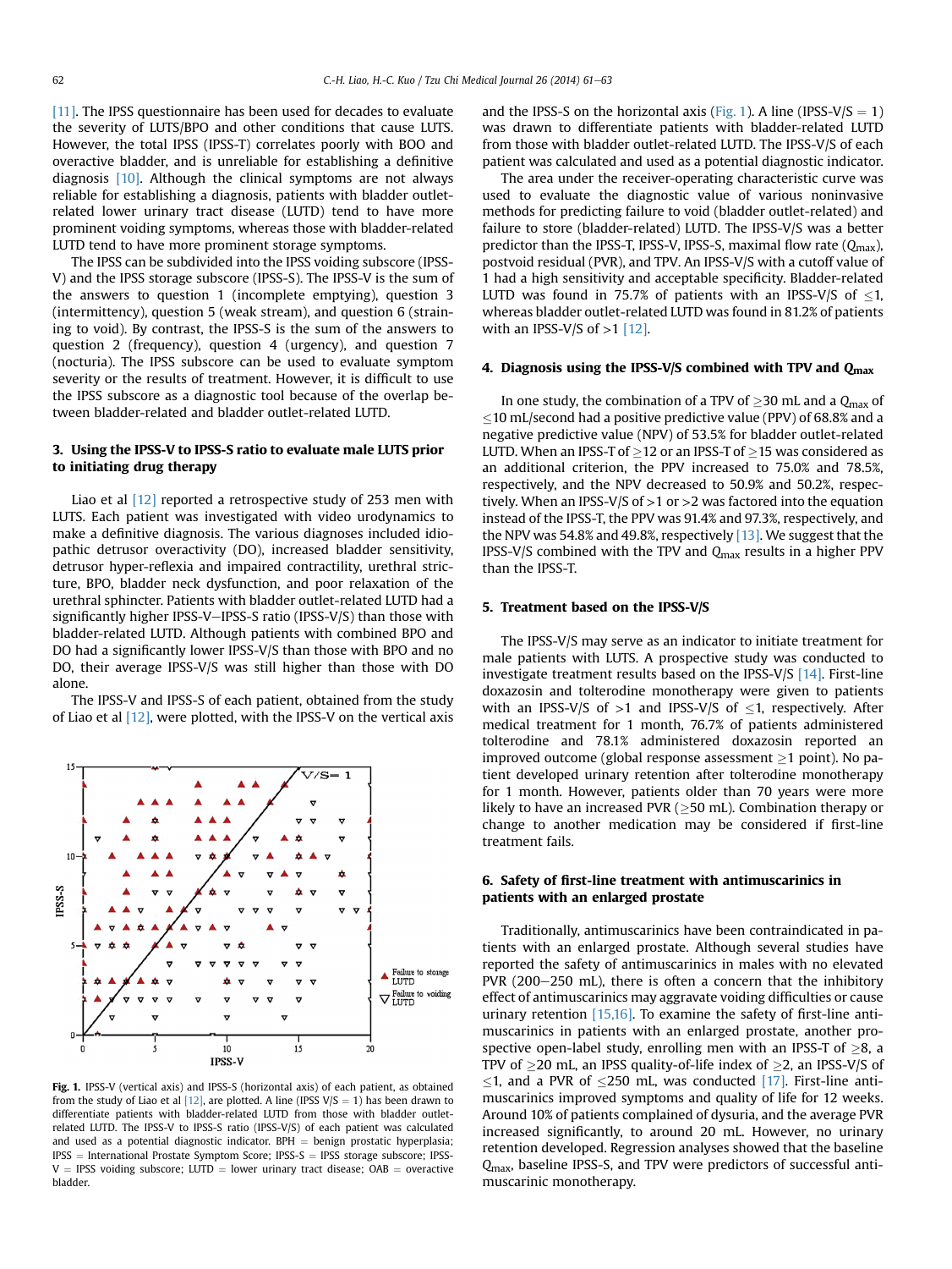[11]. The IPSS questionnaire has been used for decades to evaluate the severity of LUTS/BPO and other conditions that cause LUTS. However, the total IPSS (IPSS-T) correlates poorly with BOO and overactive bladder, and is unreliable for establishing a definitive diagnosis [10]. Although the clinical symptoms are not always reliable for establishing a diagnosis, patients with bladder outlet-related lower urinary tract disease (LUTD) tend to have more prominent voiding symptoms, whereas those with bladder-related LUTD tend to have more prominent storage symptoms.

The IPSS can be subdivided into the IPSS voiding subscore (IPSS-V) and the IPSS storage subscore (IPSS-S). The IPSS-V is the sum of the answers to question 1 (incomplete emptying), question 3 (intermittency), question 5 (weak stream), and question 6 (straining to void). By contrast, the IPSS-S is the sum of the answers to question 2 (frequency), question 4 (urgency), and question 7 (nocturia). The IPSS subscore can be used to evaluate symptom severity or the results of treatment. However, it is difficult to use the IPSS subscore as a diagnostic tool because of the overlap between bladder-related and bladder outlet-related LUTD.

## 3. Using the IPSS-V to IPSS-S ratio to evaluate male LUTS prior to initiating drug therapy

Liao et al [12] reported a retrospective study of 253 men with LUTS. Each patient was investigated with video urodynamics to make a definitive diagnosis. The various diagnoses included idiopathic detrusor overactivity (DO), increased bladder sensitivity, detrusor hyper-reflexia and impaired contractility, urethral stricture, BPO, bladder neck dysfunction, and poor relaxation of the urethral sphincter. Patients with bladder outlet-related LUTD had a significantly higher IPSS-V—IPSS-S ratio (IPSS-V/S) than those with bladder-related LUTD. Although patients with combined BPO and DO had a significantly lower IPSS-V/S than those with BPO and no DO, their average IPSS-V/S was still higher than those with DO alone.

The IPSS-V and IPSS-S of each patient, obtained from the study of Liao et al [12], were plotted, with the IPSS-V on the vertical axis and the IPSS-S on the horizontal axis (Fig. 1). A line (IPSS-V/S = 1) was drawn to differentiate patients with bladder-related LUTD from those with bladder outlet-related LUTD. The IPSS-V/S of each patient was calculated and used as a potential diagnostic indicator.

**Fig. 1.** IPSS-V (vertical axis) and IPSS-S (horizontal axis) of each patient, as obtained from the study of Liao et al [12], are plotted. A line (IPSS V/S = 1) has been drawn to differentiate patients with bladder-related LUTD from those with bladder outlet-related LUTD. The IPSS-V to IPSS-S ratio (IPSS-V/S) of each patient was calculated and used as a potential diagnostic indicator. BPH = benign prostatic hyperplasia; IPSS = International Prostate Symptom Score; IPSS-S = IPSS storage subscore; IPSS-V = IPSS voiding subscore; LUTD = lower urinary tract disease; OAB = overactive bladder.

The area under the receiver-operating characteristic curve was used to evaluate the diagnostic value of various noninvasive methods for predicting failure to void (bladder outlet-related) and failure to store (bladder-related) LUTD. The IPSS-V/S was a better predictor than the IPSS-T, IPSS-V, IPSS-S, maximal flow rate ($Q_{max}$), postvoid residual (PVR), and TPV. An IPSS-V/S with a cutoff value of 1 had a high sensitivity and acceptable specificity. Bladder-related LUTD was found in 75.7% of patients with an IPSS-V/S of ≤1, whereas bladder outlet-related LUTD was found in 81.2% of patients with an IPSS-V/S of >1 [12].

## 4. Diagnosis using the IPSS-V/S combined with TPV and $Q_{max}$

In one study, the combination of a TPV of ≥30 mL and a $Q_{max}$ of ≤10 mL/second had a positive predictive value (PPV) of 68.8% and a negative predictive value (NPV) of 53.5% for bladder outlet-related LUTD. When an IPSS-T of ≥12 or an IPSS-T of ≥15 was considered as an additional criterion, the PPV increased to 75.0% and 78.5%, respectively, and the NPV decreased to 50.9% and 50.2%, respectively. When an IPSS-V/S of >1 or >2 was factored into the equation instead of the IPSS-T, the PPV was 91.4% and 97.3%, respectively, and the NPV was 54.8% and 49.8%, respectively [13]. We suggest that the IPSS-V/S combined with the TPV and $Q_{max}$ results in a higher PPV than the IPSS-T.

## 5. Treatment based on the IPSS-V/S

The IPSS-V/S may serve as an indicator to initiate treatment for male patients with LUTS. A prospective study was conducted to investigate treatment results based on the IPSS-V/S [14]. First-line doxazosin and tolterodine monotherapy were given to patients with an IPSS-V/S of >1 and IPSS-V/S of ≤1, respectively. After medical treatment for 1 month, 76.7% of patients administered tolterodine and 78.1% administered doxazosin reported an improved outcome (global response assessment ≥1 point). No patient developed urinary retention after tolterodine monotherapy for 1 month. However, patients older than 70 years were more likely to have an increased PVR (≥50 mL). Combination therapy or change to another medication may be considered if first-line treatment fails.

## 6. Safety of first-line treatment with antimuscarinics in patients with an enlarged prostate

Traditionally, antimuscarinics have been contraindicated in patients with an enlarged prostate. Although several studies have reported the safety of antimuscarinics in males with no elevated PVR (200—250 mL), there is often a concern that the inhibitory effect of antimuscarinics may aggravate voiding difficulties or cause urinary retention [15,16]. To examine the safety of first-line antimuscarinics in patients with an enlarged prostate, another prospective open-label study, enrolling men with an IPSS-T of ≥8, a TPV of ≥20 mL, an IPSS quality-of-life index of ≥2, an IPSS-V/S of ≤1, and a PVR of ≤250 mL, was conducted [17]. First-line antimuscarinics improved symptoms and quality of life for 12 weeks. Around 10% of patients complained of dysuria, and the average PVR increased significantly, to around 20 mL. However, no urinary retention developed. Regression analyses showed that the baseline $Q_{max}$, baseline IPSS-S, and TPV were predictors of successful antimuscarinic monotherapy.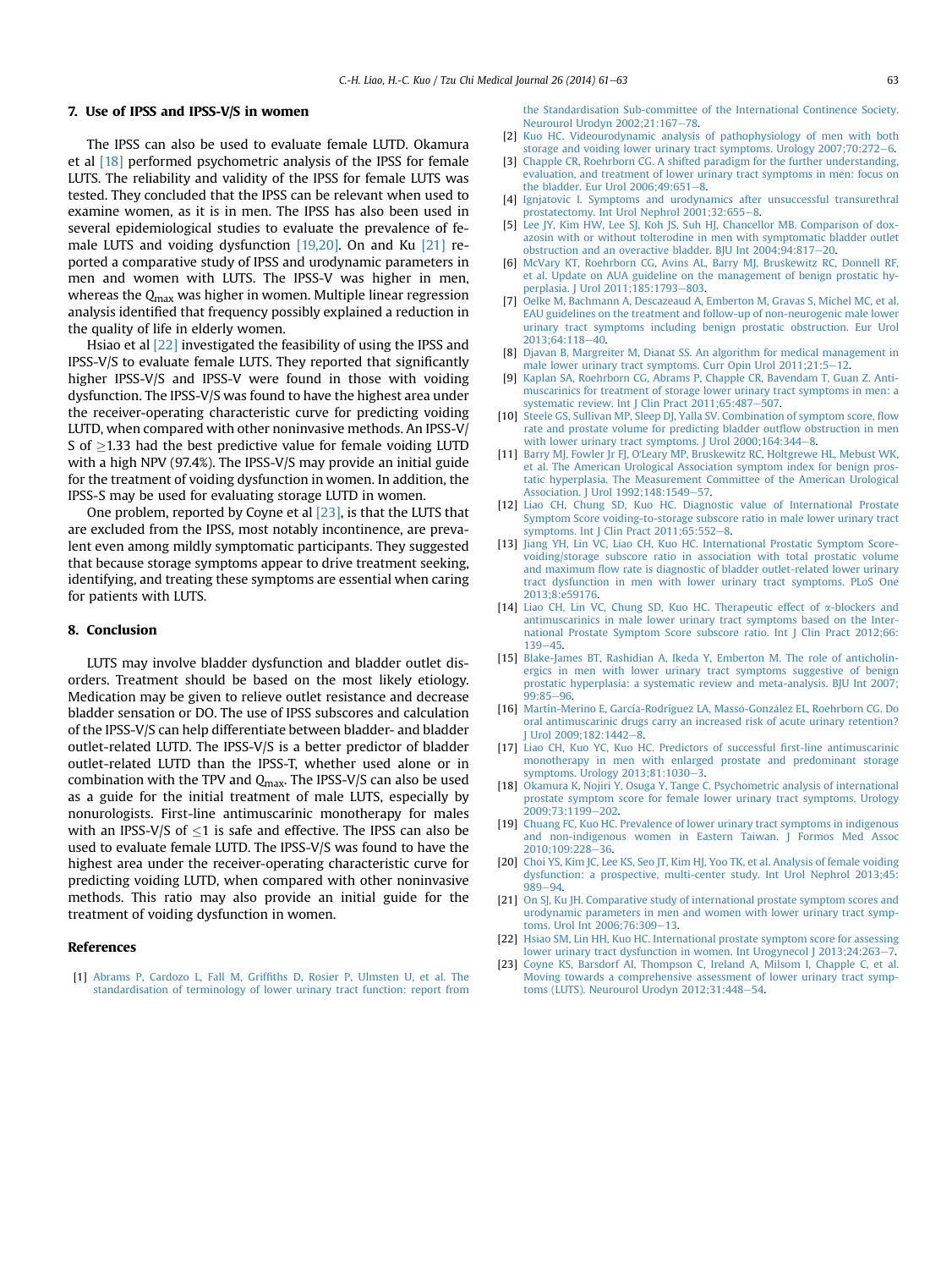## 7. Use of IPSS and IPSS-V/S in women

The IPSS can also be used to evaluate female LUTD. Okamura et al [18] performed psychometric analysis of the IPSS for female LUTS. The reliability and validity of the IPSS for female LUTS was tested. They concluded that the IPSS can be relevant when used to examine women, as it is in men. The IPSS has also been used in several epidemiological studies to evaluate the prevalence of female LUTS and voiding dysfunction [19,20]. On and Ku [21] reported a comparative study of IPSS and urodynamic parameters in men and women with LUTS. The IPSS-V was higher in men, whereas the $Q_{max}$ was higher in women. Multiple linear regression analysis identified that frequency possibly explained a reduction in the quality of life in elderly women.

Hsiao et al [22] investigated the feasibility of using the IPSS and IPSS-V/S to evaluate female LUTS. They reported that significantly higher IPSS-V/S and IPSS-V were found in those with voiding dysfunction. The IPSS-V/S was found to have the highest area under the receiver-operating characteristic curve for predicting voiding LUTD, when compared with other noninvasive methods. An IPSS-V/S of $\geq$1.33 had the best predictive value for female voiding LUTD with a high NPV (97.4%). The IPSS-V/S may provide an initial guide for the treatment of voiding dysfunction in women. In addition, the IPSS-S may be used for evaluating storage LUTD in women.

One problem, reported by Coyne et al [23], is that the LUTS that are excluded from the IPSS, most notably incontinence, are prevalent even among mildly symptomatic participants. They suggested that because storage symptoms appear to drive treatment seeking, identifying, and treating these symptoms are essential when caring for patients with LUTS.

## 8. Conclusion

LUTS may involve bladder dysfunction and bladder outlet disorders. Treatment should be based on the most likely etiology. Medication may be given to relieve outlet resistance and decrease bladder sensation or DO. The use of IPSS subscores and calculation of the IPSS-V/S can help differentiate between bladder- and bladder outlet-related LUTD. The IPSS-V/S is a better predictor of bladder outlet-related LUTD than the IPSS-T, whether used alone or in combination with the TPV and $Q_{max}$. The IPSS-V/S can also be used as a guide for the initial treatment of male LUTS, especially by nonurologists. First-line antimuscarinic monotherapy for males with an IPSS-V/S of $\leq$1 is safe and effective. The IPSS can also be used to evaluate female LUTD. The IPSS-V/S was found to have the highest area under the receiver-operating characteristic curve for predicting voiding LUTD, when compared with other noninvasive methods. This ratio may also provide an initial guide for the treatment of voiding dysfunction in women.

## References

[1] Abrams P, Cardozo L, Fall M, Griffiths D, Rosier P, Ulmsten U, et al. The standardisation of terminology of lower urinary tract function: report from the Standardisation Sub-committee of the International Continence Society. Neurourol Urodyn 2002;21:167–78.

[2] Kuo HC. Videourodynamic analysis of pathophysiology of men with both storage and voiding lower urinary tract symptoms. Urology 2007;70:272–6.

[3] Chapple CR, Roehrborn CG. A shifted paradigm for the further understanding, evaluation, and treatment of lower urinary tract symptoms in men: focus on the bladder. Eur Urol 2006;49:651–8.

[4] Ignjatovic I. Symptoms and urodynamics after unsuccessful transurethral prostatectomy. Int Urol Nephrol 2001;32:655–8.

[5] Lee JY, Kim HW, Lee SJ, Koh JS, Suh HJ, Chancellor MB. Comparison of doxazosin with or without tolterodine in men with symptomatic bladder outlet obstruction and an overactive bladder. BJU Int 2004;94:817–20.

[6] McVary KT, Roehrborn CG, Avins AL, Barry MJ, Bruskewitz RC, Donnell RF, et al. Update on AUA guideline on the management of benign prostatic hyperplasia. J Urol 2011;185:1793–803.

[7] Oelke M, Bachmann A, Descazeaud A, Emberton M, Gravas S, Michel MC, et al. EAU guidelines on the treatment and follow-up of non-neurogenic male lower urinary tract symptoms including benign prostatic obstruction. Eur Urol 2013;64:118–40.

[8] Djavan B, Margreiter M, Dianat SS. An algorithm for medical management in male lower urinary tract symptoms. Curr Opin Urol 2011;21:5–12.

[9] Kaplan SA, Roehrborn CG, Abrams P, Chapple CR, Bavendam T, Guan Z. Antimuscarinics for treatment of storage lower urinary tract symptoms in men: a systematic review. Int J Clin Pract 2011;65:487–507.

[10] Steele GS, Sullivan MP, Sleep DJ, Yalla SV. Combination of symptom score, flow rate and prostate volume for predicting bladder outflow obstruction in men with lower urinary tract symptoms. J Urol 2000;164:344–8.

[11] Barry MJ, Fowler Jr FJ, O'Leary MP, Bruskewitz RC, Holtgrewe HL, Mebust WK, et al. The American Urological Association symptom index for benign prostatic hyperplasia. The Measurement Committee of the American Urological Association. J Urol 1992;148:1549–57.

[12] Liao CH, Chung SD, Kuo HC. Diagnostic value of International Prostate Symptom Score voiding-to-storage subscore ratio in male lower urinary tract symptoms. Int J Clin Pract 2011;65:552–8.

[13] Jiang YH, Lin VC, Liao CH, Kuo HC. International Prostatic Symptom Score-voiding/storage subscore ratio in association with total prostatic volume and maximum flow rate is diagnostic of bladder outlet-related lower urinary tract dysfunction in men with lower urinary tract symptoms. PLoS One 2013;8:e59176.

[14] Liao CH, Lin VC, Chung SD, Kuo HC. Therapeutic effect of α-blockers and antimuscarinics in male lower urinary tract symptoms based on the International Prostate Symptom Score subscore ratio. Int J Clin Pract 2012;66:139–45.

[15] Blake-James BT, Rashidian A, Ikeda Y, Emberton M. The role of anticholinergics in men with lower urinary tract symptoms suggestive of benign prostatic hyperplasia: a systematic review and meta-analysis. BJU Int 2007;99:85–96.

[16] Martín-Merino E, García-Rodríguez LA, Massó-González EL, Roehrborn CG. Do oral antimuscarinic drugs carry an increased risk of acute urinary retention? J Urol 2009;182:1442–8.

[17] Liao CH, Kuo YC, Kuo HC. Predictors of successful first-line antimuscarinic monotherapy in men with enlarged prostate and predominant storage symptoms. Urology 2013;81:1030–3.

[18] Okamura K, Nojiri Y, Osuga Y, Tange C. Psychometric analysis of international prostate symptom score for female lower urinary tract symptoms. Urology 2009;73:1199–202.

[19] Chuang FC, Kuo HC. Prevalence of lower urinary tract symptoms in indigenous and non-indigenous women in Eastern Taiwan. J Formos Med Assoc 2010;109:228–36.

[20] Choi YS, Kim JC, Lee KS, Seo JT, Kim HJ, Yoo TK, et al. Analysis of female voiding dysfunction: a prospective, multi-center study. Int Urol Nephrol 2013;45:989–94.

[21] On SJ, Ku JH. Comparative study of international prostate symptom scores and urodynamic parameters in men and women with lower urinary tract symptoms. Urol Int 2006;76:309–13.

[22] Hsiao SM, Lin HH, Kuo HC. International prostate symptom score for assessing lower urinary tract dysfunction in women. Int Urogynecol J 2013;24:263–7.

[23] Coyne KS, Barsdorf AI, Thompson C, Ireland A, Milsom I, Chapple C, et al. Moving towards a comprehensive assessment of lower urinary tract symptoms (LUTS). Neurourol Urodyn 2012;31:448–54.